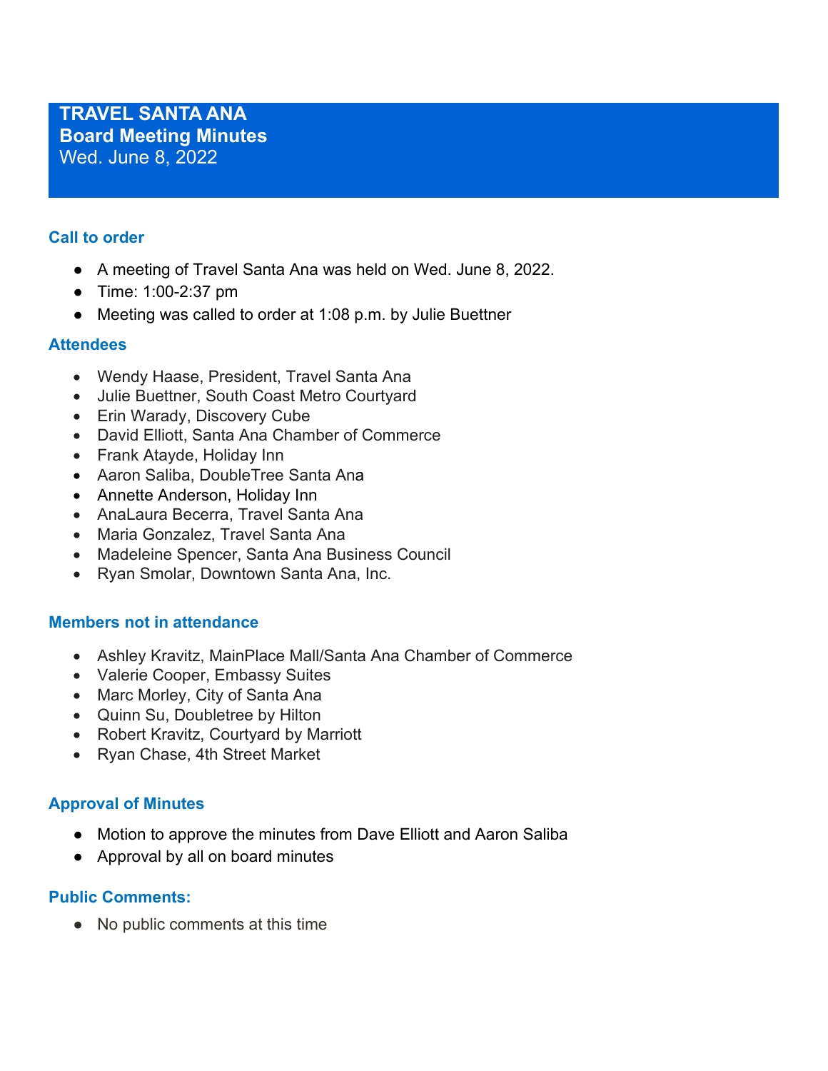# TRAVEL SANTA ANA
## Board Meeting Minutes
Wed. June 8, 2022

### Call to order

- A meeting of Travel Santa Ana was held on Wed. June 8, 2022.
- Time: 1:00-2:37 pm
- Meeting was called to order at 1:08 p.m. by Julie Buettner

### Attendees

- Wendy Haase, President, Travel Santa Ana
- Julie Buettner, South Coast Metro Courtyard
- Erin Warady, Discovery Cube
- David Elliott, Santa Ana Chamber of Commerce
- Frank Atayde, Holiday Inn
- Aaron Saliba, DoubleTree Santa Ana
- Annette Anderson, Holiday Inn
- AnaLaura Becerra, Travel Santa Ana
- Maria Gonzalez, Travel Santa Ana
- Madeleine Spencer, Santa Ana Business Council
- Ryan Smolar, Downtown Santa Ana, Inc.

### Members not in attendance

- Ashley Kravitz, MainPlace Mall/Santa Ana Chamber of Commerce
- Valerie Cooper, Embassy Suites
- Marc Morley, City of Santa Ana
- Quinn Su, Doubletree by Hilton
- Robert Kravitz, Courtyard by Marriott
- Ryan Chase, 4th Street Market

### Approval of Minutes

- Motion to approve the minutes from Dave Elliott and Aaron Saliba
- Approval by all on board minutes

### Public Comments:

- No public comments at this time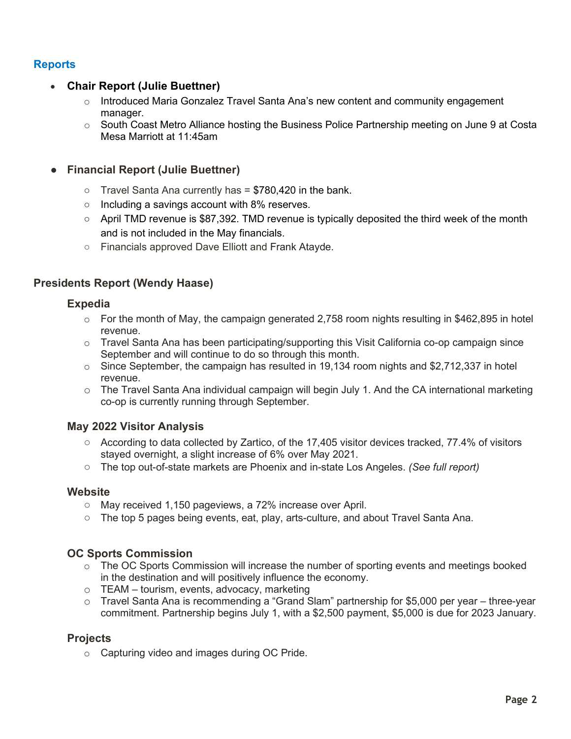## Reports

- **Chair Report (Julie Buettner)**
  - Introduced Maria Gonzalez Travel Santa Ana's new content and community engagement manager.
  - South Coast Metro Alliance hosting the Business Police Partnership meeting on June 9 at Costa Mesa Marriott at 11:45am

- **Financial Report (Julie Buettner)**
  - Travel Santa Ana currently has = $780,420 in the bank.
  - Including a savings account with 8% reserves.
  - April TMD revenue is $87,392. TMD revenue is typically deposited the third week of the month and is not included in the May financials.
  - Financials approved Dave Elliott and Frank Atayde.

### Presidents Report (Wendy Haase)

#### Expedia

- For the month of May, the campaign generated 2,758 room nights resulting in $462,895 in hotel revenue.
- Travel Santa Ana has been participating/supporting this Visit California co-op campaign since September and will continue to do so through this month.
- Since September, the campaign has resulted in 19,134 room nights and $2,712,337 in hotel revenue.
- The Travel Santa Ana individual campaign will begin July 1. And the CA international marketing co-op is currently running through September.

#### May 2022 Visitor Analysis

- According to data collected by Zartico, of the 17,405 visitor devices tracked, 77.4% of visitors stayed overnight, a slight increase of 6% over May 2021.
- The top out-of-state markets are Phoenix and in-state Los Angeles. *(See full report)*

#### Website

- May received 1,150 pageviews, a 72% increase over April.
- The top 5 pages being events, eat, play, arts-culture, and about Travel Santa Ana.

#### OC Sports Commission

- The OC Sports Commission will increase the number of sporting events and meetings booked in the destination and will positively influence the economy.
- TEAM – tourism, events, advocacy, marketing
- Travel Santa Ana is recommending a "Grand Slam" partnership for $5,000 per year – three-year commitment. Partnership begins July 1, with a $2,500 payment, $5,000 is due for 2023 January.

#### Projects

- Capturing video and images during OC Pride.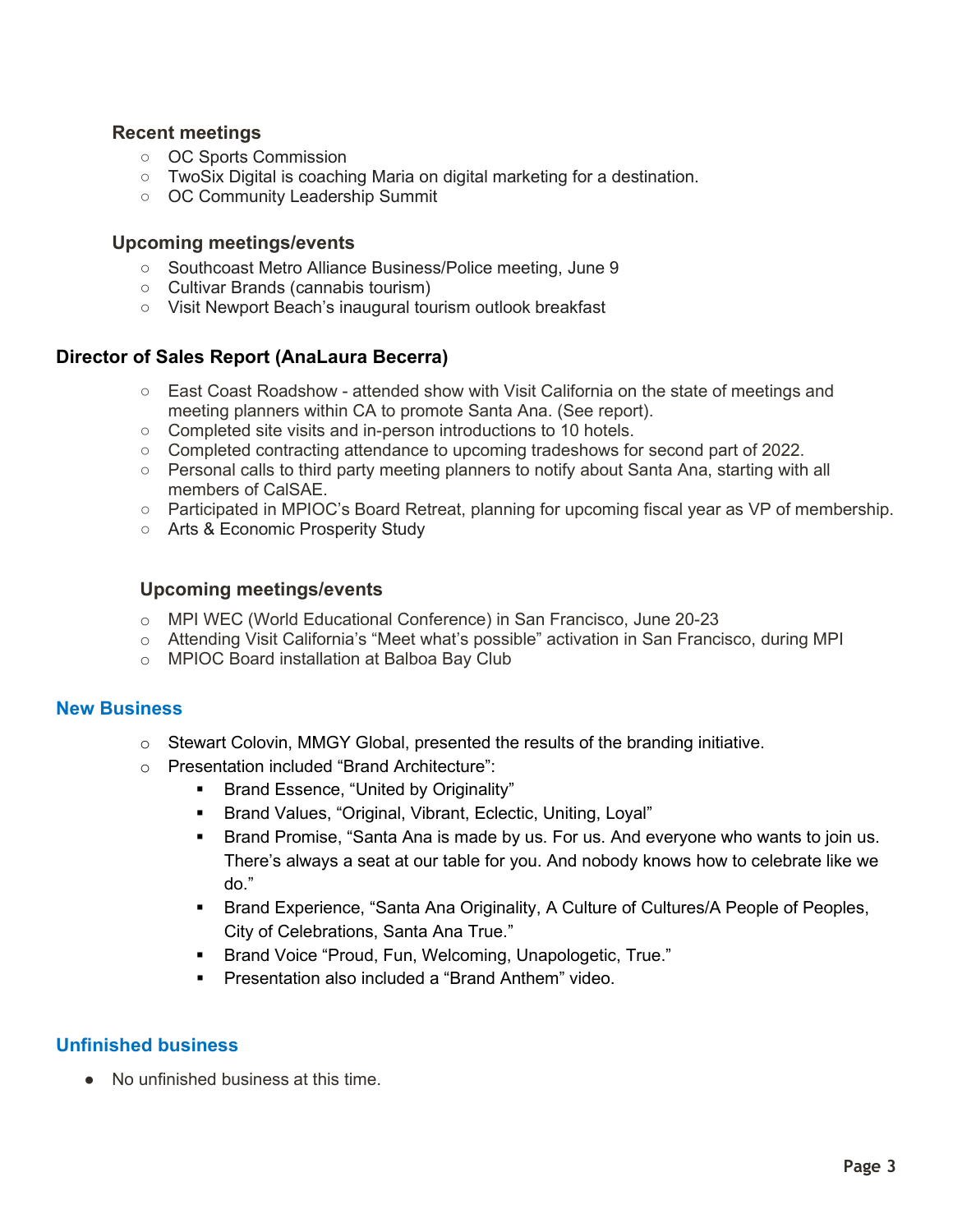### Recent meetings

- OC Sports Commission
- TwoSix Digital is coaching Maria on digital marketing for a destination.
- OC Community Leadership Summit

### Upcoming meetings/events

- Southcoast Metro Alliance Business/Police meeting, June 9
- Cultivar Brands (cannabis tourism)
- Visit Newport Beach's inaugural tourism outlook breakfast

## Director of Sales Report (AnaLaura Becerra)

- East Coast Roadshow - attended show with Visit California on the state of meetings and meeting planners within CA to promote Santa Ana. (See report).
- Completed site visits and in-person introductions to 10 hotels.
- Completed contracting attendance to upcoming tradeshows for second part of 2022.
- Personal calls to third party meeting planners to notify about Santa Ana, starting with all members of CalSAE.
- Participated in MPIOC's Board Retreat, planning for upcoming fiscal year as VP of membership.
- Arts & Economic Prosperity Study

### Upcoming meetings/events

- MPI WEC (World Educational Conference) in San Francisco, June 20-23
- Attending Visit California's "Meet what's possible" activation in San Francisco, during MPI
- MPIOC Board installation at Balboa Bay Club

## New Business

- Stewart Colovin, MMGY Global, presented the results of the branding initiative.
- Presentation included "Brand Architecture":
  - Brand Essence, "United by Originality"
  - Brand Values, "Original, Vibrant, Eclectic, Uniting, Loyal"
  - Brand Promise, "Santa Ana is made by us. For us. And everyone who wants to join us. There's always a seat at our table for you. And nobody knows how to celebrate like we do."
  - Brand Experience, "Santa Ana Originality, A Culture of Cultures/A People of Peoples, City of Celebrations, Santa Ana True."
  - Brand Voice "Proud, Fun, Welcoming, Unapologetic, True."
  - Presentation also included a "Brand Anthem" video.

## Unfinished business

- No unfinished business at this time.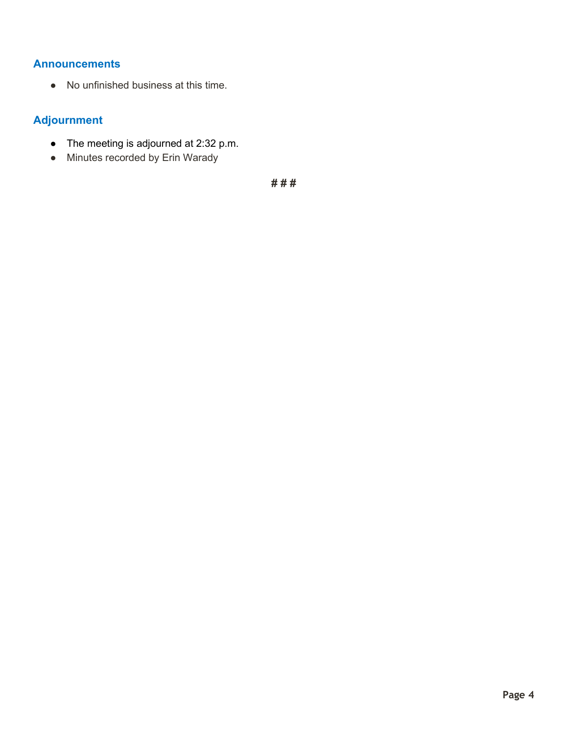## Announcements

- No unfinished business at this time.

## Adjournment

- The meeting is adjourned at 2:32 p.m.
- Minutes recorded by Erin Warady

###